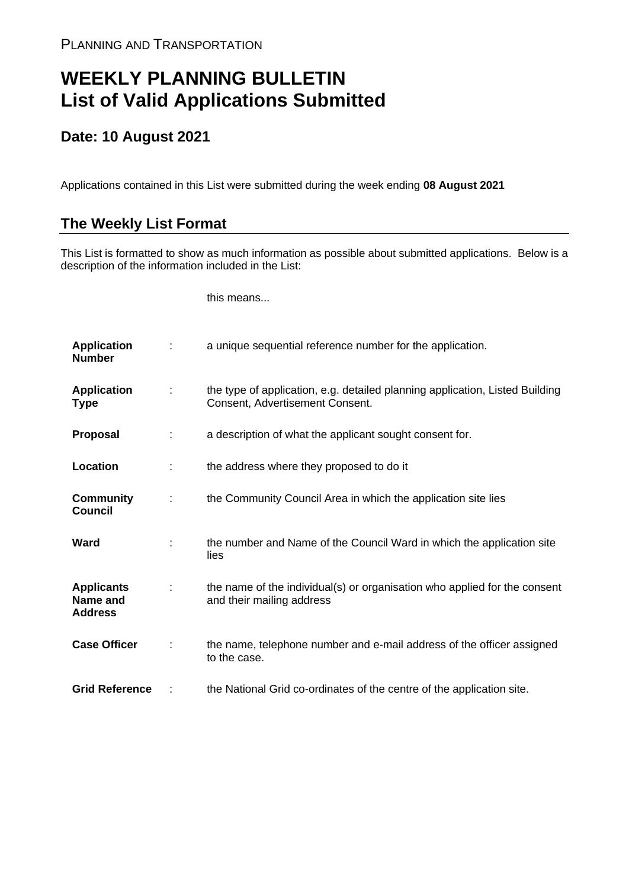PLANNING AND TRANSPORTATION

# WEEKLY PLANNING BULLETIN
# List of Valid Applications Submitted

## Date: 10 August 2021

Applications contained in this List were submitted during the week ending **08 August 2021**

## The Weekly List Format

This List is formatted to show as much information as possible about submitted applications. Below is a description of the information included in the List:

| | | this means... |
|---|---|---|
| **Application Number** | : | a unique sequential reference number for the application. |
| **Application Type** | : | the type of application, e.g. detailed planning application, Listed Building Consent, Advertisement Consent. |
| **Proposal** | : | a description of what the applicant sought consent for. |
| **Location** | : | the address where they proposed to do it |
| **Community Council** | : | the Community Council Area in which the application site lies |
| **Ward** | : | the number and Name of the Council Ward in which the application site lies |
| **Applicants Name and Address** | : | the name of the individual(s) or organisation who applied for the consent and their mailing address |
| **Case Officer** | : | the name, telephone number and e-mail address of the officer assigned to the case. |
| **Grid Reference** | : | the National Grid co-ordinates of the centre of the application site. |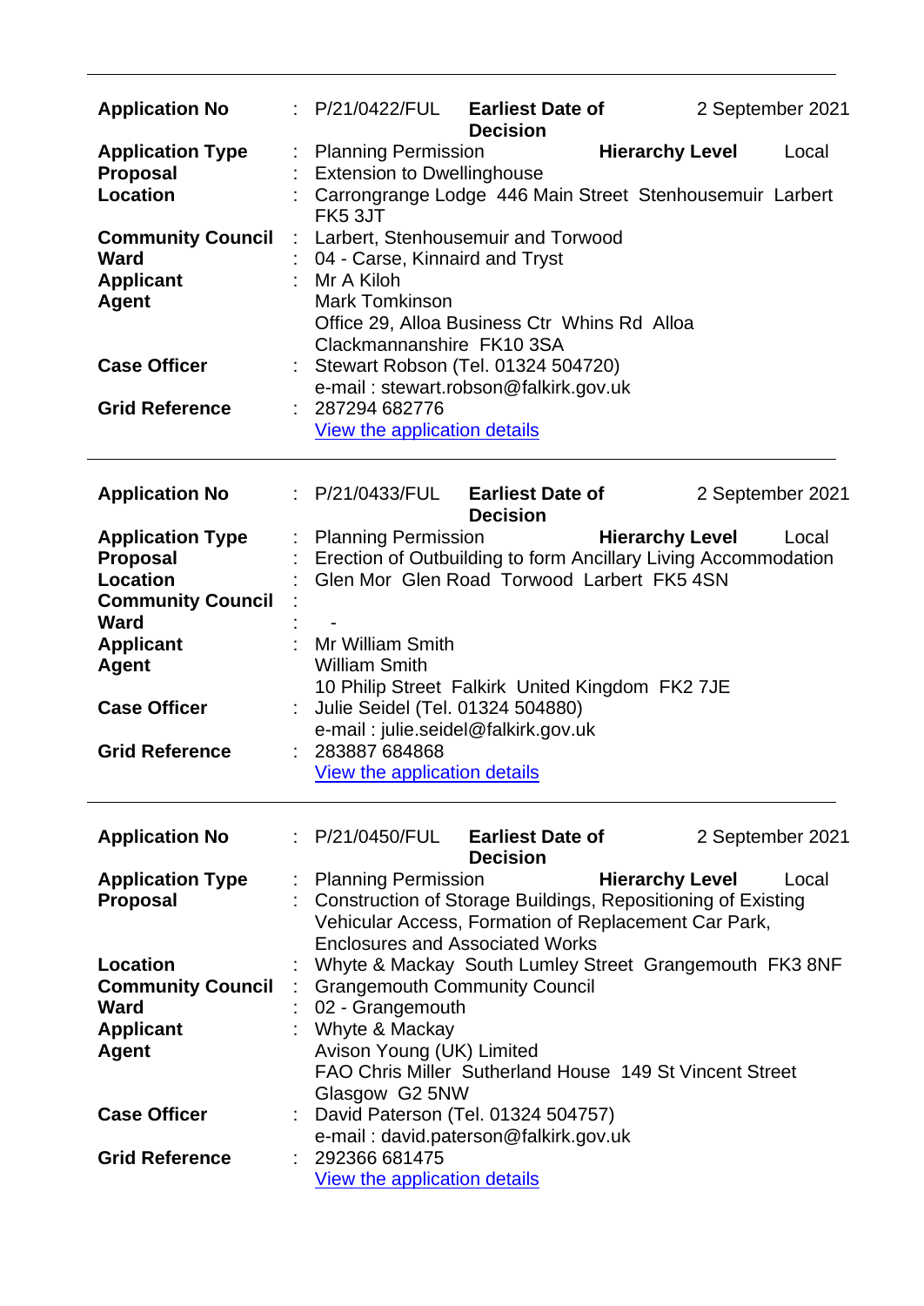---

| | | | | |
|---|---|---|---|---|
| **Application No** | : P/21/0422/FUL | **Earliest Date of Decision** | 2 September 2021 | |
| **Application Type** | : Planning Permission | **Hierarchy Level** | Local | |
| **Proposal** | : Extension to Dwellinghouse | | | |
| **Location** | : Carrongrange Lodge 446 Main Street Stenhousemuir Larbert FK5 3JT | | | |
| **Community Council** | : Larbert, Stenhousemuir and Torwood | | | |
| **Ward** | : 04 - Carse, Kinnaird and Tryst | | | |
| **Applicant** | : Mr A Kiloh | | | |
| **Agent** | Mark Tomkinson<br>Office 29, Alloa Business Ctr Whins Rd Alloa Clackmannanshire FK10 3SA | | | |
| **Case Officer** | : Stewart Robson (Tel. 01324 504720)<br>e-mail : stewart.robson@falkirk.gov.uk | | | |
| **Grid Reference** | : 287294 682776<br>View the application details | | | |

---

| | | | | |
|---|---|---|---|---|
| **Application No** | : P/21/0433/FUL | **Earliest Date of Decision** | 2 September 2021 | |
| **Application Type** | : Planning Permission | **Hierarchy Level** | Local | |
| **Proposal** | : Erection of Outbuilding to form Ancillary Living Accommodation | | | |
| **Location** | : Glen Mor Glen Road Torwood Larbert FK5 4SN | | | |
| **Community Council** | : | | | |
| **Ward** | : - | | | |
| **Applicant** | : Mr William Smith | | | |
| **Agent** | William Smith<br>10 Philip Street Falkirk United Kingdom FK2 7JE | | | |
| **Case Officer** | : Julie Seidel (Tel. 01324 504880)<br>e-mail : julie.seidel@falkirk.gov.uk | | | |
| **Grid Reference** | : 283887 684868<br>View the application details | | | |

---

| | | | | |
|---|---|---|---|---|
| **Application No** | : P/21/0450/FUL | **Earliest Date of Decision** | 2 September 2021 | |
| **Application Type** | : Planning Permission | **Hierarchy Level** | Local | |
| **Proposal** | : Construction of Storage Buildings, Repositioning of Existing Vehicular Access, Formation of Replacement Car Park, Enclosures and Associated Works | | | |
| **Location** | : Whyte & Mackay South Lumley Street Grangemouth FK3 8NF | | | |
| **Community Council** | : Grangemouth Community Council | | | |
| **Ward** | : 02 - Grangemouth | | | |
| **Applicant** | : Whyte & Mackay | | | |
| **Agent** | Avison Young (UK) Limited<br>FAO Chris Miller Sutherland House 149 St Vincent Street Glasgow G2 5NW | | | |
| **Case Officer** | : David Paterson (Tel. 01324 504757)<br>e-mail : david.paterson@falkirk.gov.uk | | | |
| **Grid Reference** | : 292366 681475<br>View the application details | | | |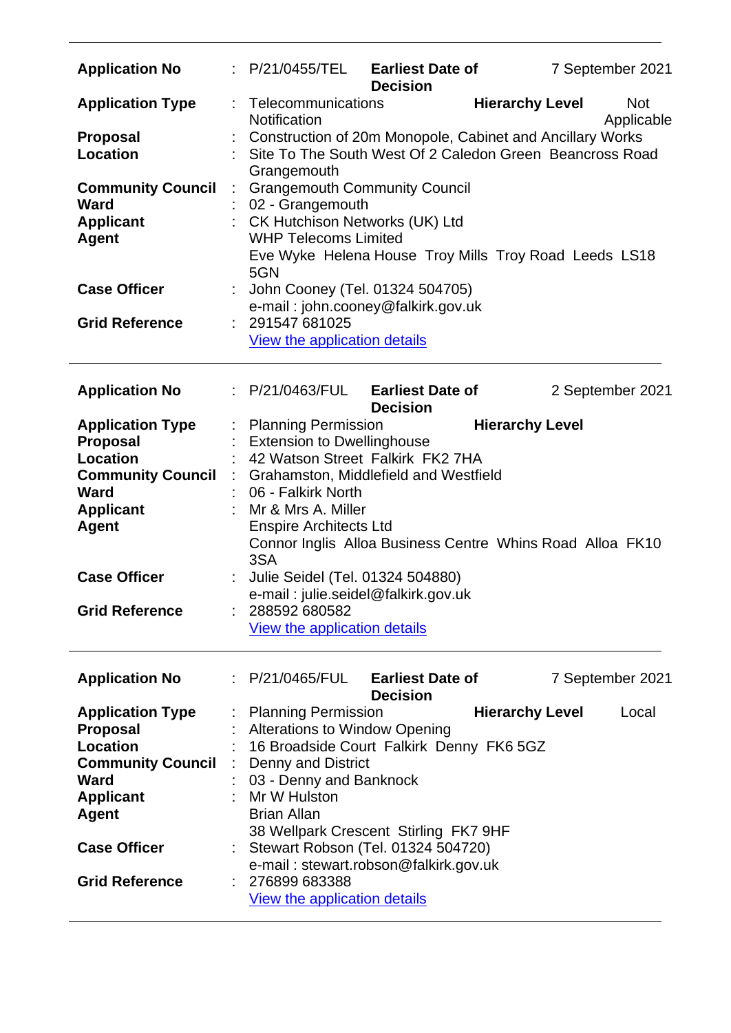| | | | | |
|---|---|---|---|---|
| **Application No** | : P/21/0455/TEL | **Earliest Date of Decision** | | 7 September 2021 |
| **Application Type** | : Telecommunications Notification | | **Hierarchy Level** | Not Applicable |
| **Proposal** | : Construction of 20m Monopole, Cabinet and Ancillary Works | | | |
| **Location** | : Site To The South West Of 2 Caledon Green Beancross Road Grangemouth | | | |
| **Community Council** | : Grangemouth Community Council | | | |
| **Ward** | : 02 - Grangemouth | | | |
| **Applicant** | : CK Hutchison Networks (UK) Ltd | | | |
| **Agent** | WHP Telecoms Limited<br>Eve Wyke Helena House Troy Mills Troy Road Leeds LS18 5GN | | | |
| **Case Officer** | : John Cooney (Tel. 01324 504705)<br>e-mail : john.cooney@falkirk.gov.uk | | | |
| **Grid Reference** | : 291547 681025<br>View the application details | | | |

---

| | | | | |
|---|---|---|---|---|
| **Application No** | : P/21/0463/FUL | **Earliest Date of Decision** | | 2 September 2021 |
| **Application Type** | : Planning Permission | | **Hierarchy Level** | |
| **Proposal** | : Extension to Dwellinghouse | | | |
| **Location** | : 42 Watson Street Falkirk FK2 7HA | | | |
| **Community Council** | : Grahamston, Middlefield and Westfield | | | |
| **Ward** | : 06 - Falkirk North | | | |
| **Applicant** | : Mr & Mrs A. Miller | | | |
| **Agent** | Enspire Architects Ltd<br>Connor Inglis Alloa Business Centre Whins Road Alloa FK10 3SA | | | |
| **Case Officer** | : Julie Seidel (Tel. 01324 504880)<br>e-mail : julie.seidel@falkirk.gov.uk | | | |
| **Grid Reference** | : 288592 680582<br>View the application details | | | |

---

| | | | | |
|---|---|---|---|---|
| **Application No** | : P/21/0465/FUL | **Earliest Date of Decision** | | 7 September 2021 |
| **Application Type** | : Planning Permission | | **Hierarchy Level** | Local |
| **Proposal** | : Alterations to Window Opening | | | |
| **Location** | : 16 Broadside Court Falkirk Denny FK6 5GZ | | | |
| **Community Council** | : Denny and District | | | |
| **Ward** | : 03 - Denny and Banknock | | | |
| **Applicant** | : Mr W Hulston | | | |
| **Agent** | Brian Allan<br>38 Wellpark Crescent Stirling FK7 9HF | | | |
| **Case Officer** | : Stewart Robson (Tel. 01324 504720)<br>e-mail : stewart.robson@falkirk.gov.uk | | | |
| **Grid Reference** | : 276899 683388<br>View the application details | | | |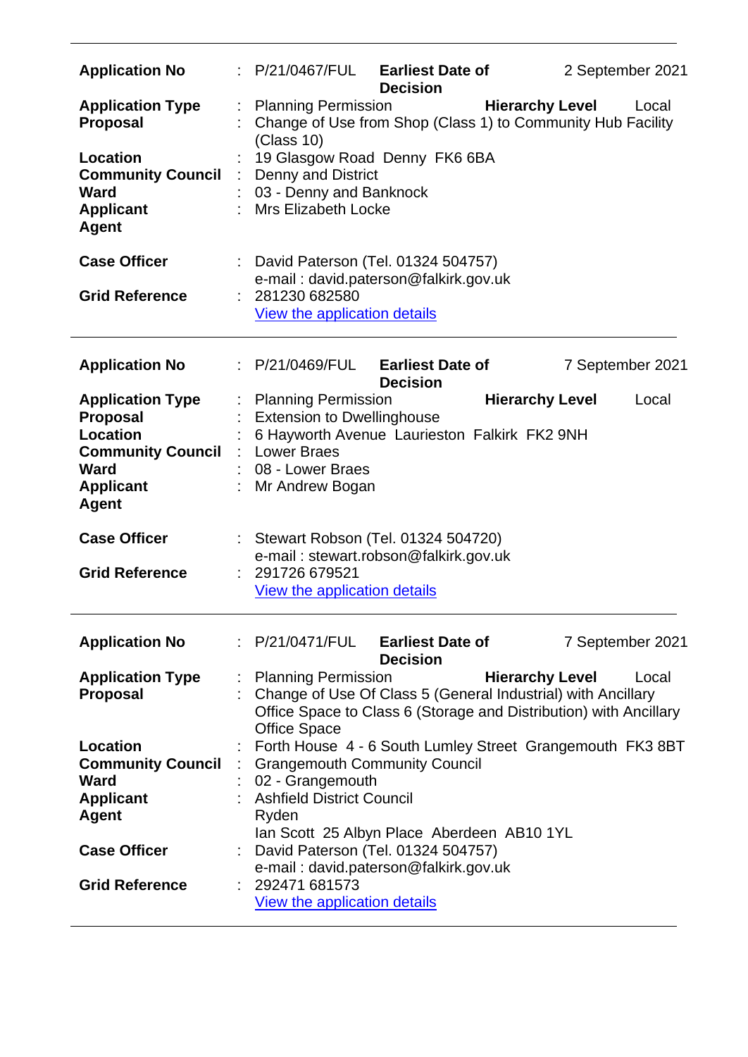---

| | | | | |
|---|---|---|---|---|
| **Application No** | : P/21/0467/FUL | **Earliest Date of Decision** | | 2 September 2021 |
| **Application Type** | : Planning Permission | | **Hierarchy Level** | Local |
| **Proposal** | : Change of Use from Shop (Class 1) to Community Hub Facility (Class 10) | | | |
| **Location** | : 19 Glasgow Road Denny FK6 6BA | | | |
| **Community Council** | : Denny and District | | | |
| **Ward** | : 03 - Denny and Banknock | | | |
| **Applicant** | : Mrs Elizabeth Locke | | | |
| **Agent** | | | | |
| **Case Officer** | : David Paterson (Tel. 01324 504757) e-mail : david.paterson@falkirk.gov.uk | | | |
| **Grid Reference** | : 281230 682580 | | | |
| | View the application details | | | |

---

| | | | | |
|---|---|---|---|---|
| **Application No** | : P/21/0469/FUL | **Earliest Date of Decision** | | 7 September 2021 |
| **Application Type** | : Planning Permission | | **Hierarchy Level** | Local |
| **Proposal** | : Extension to Dwellinghouse | | | |
| **Location** | : 6 Hayworth Avenue Laurieston Falkirk FK2 9NH | | | |
| **Community Council** | : Lower Braes | | | |
| **Ward** | : 08 - Lower Braes | | | |
| **Applicant** | : Mr Andrew Bogan | | | |
| **Agent** | | | | |
| **Case Officer** | : Stewart Robson (Tel. 01324 504720) e-mail : stewart.robson@falkirk.gov.uk | | | |
| **Grid Reference** | : 291726 679521 | | | |
| | View the application details | | | |

---

| | | | | |
|---|---|---|---|---|
| **Application No** | : P/21/0471/FUL | **Earliest Date of Decision** | | 7 September 2021 |
| **Application Type** | : Planning Permission | | **Hierarchy Level** | Local |
| **Proposal** | : Change of Use Of Class 5 (General Industrial) with Ancillary Office Space to Class 6 (Storage and Distribution) with Ancillary Office Space | | | |
| **Location** | : Forth House 4 - 6 South Lumley Street Grangemouth FK3 8BT | | | |
| **Community Council** | : Grangemouth Community Council | | | |
| **Ward** | : 02 - Grangemouth | | | |
| **Applicant** | : Ashfield District Council | | | |
| **Agent** | Ryden Ian Scott 25 Albyn Place Aberdeen AB10 1YL | | | |
| **Case Officer** | : David Paterson (Tel. 01324 504757) e-mail : david.paterson@falkirk.gov.uk | | | |
| **Grid Reference** | : 292471 681573 | | | |
| | View the application details | | | |

---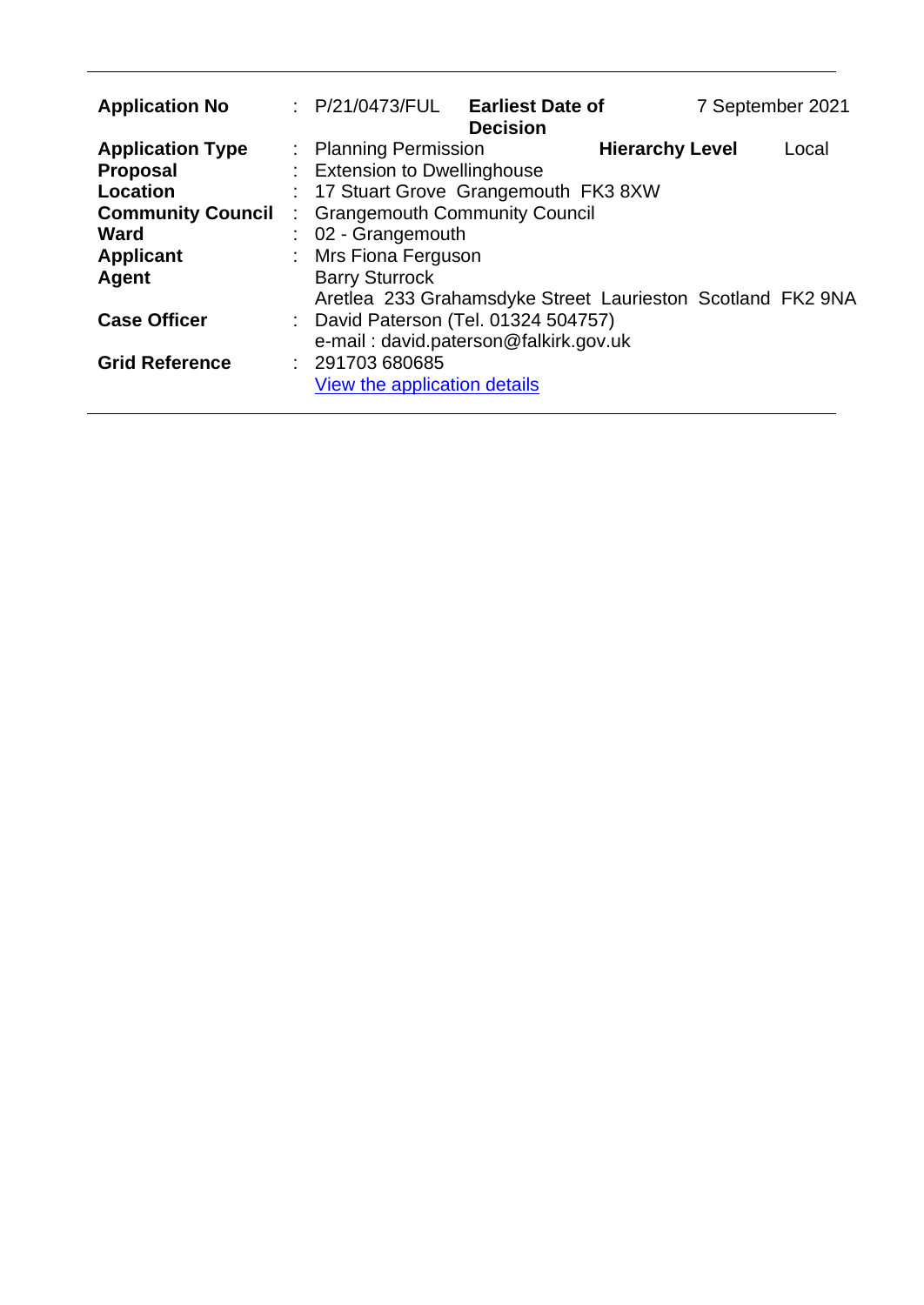| | | | | |
|---|---|---|---|---|
| **Application No** | : P/21/0473/FUL | **Earliest Date of Decision** | | 7 September 2021 |
| **Application Type** | : Planning Permission | | **Hierarchy Level** | Local |
| **Proposal** | : Extension to Dwellinghouse | | | |
| **Location** | : 17 Stuart Grove Grangemouth FK3 8XW | | | |
| **Community Council** | : Grangemouth Community Council | | | |
| **Ward** | : 02 - Grangemouth | | | |
| **Applicant** | : Mrs Fiona Ferguson | | | |
| **Agent** | Barry Sturrock<br>Aretlea 233 Grahamsdyke Street Laurieston Scotland FK2 9NA | | | |
| **Case Officer** | : David Paterson (Tel. 01324 504757)<br>e-mail : david.paterson@falkirk.gov.uk | | | |
| **Grid Reference** | : 291703 680685<br>View the application details | | | |